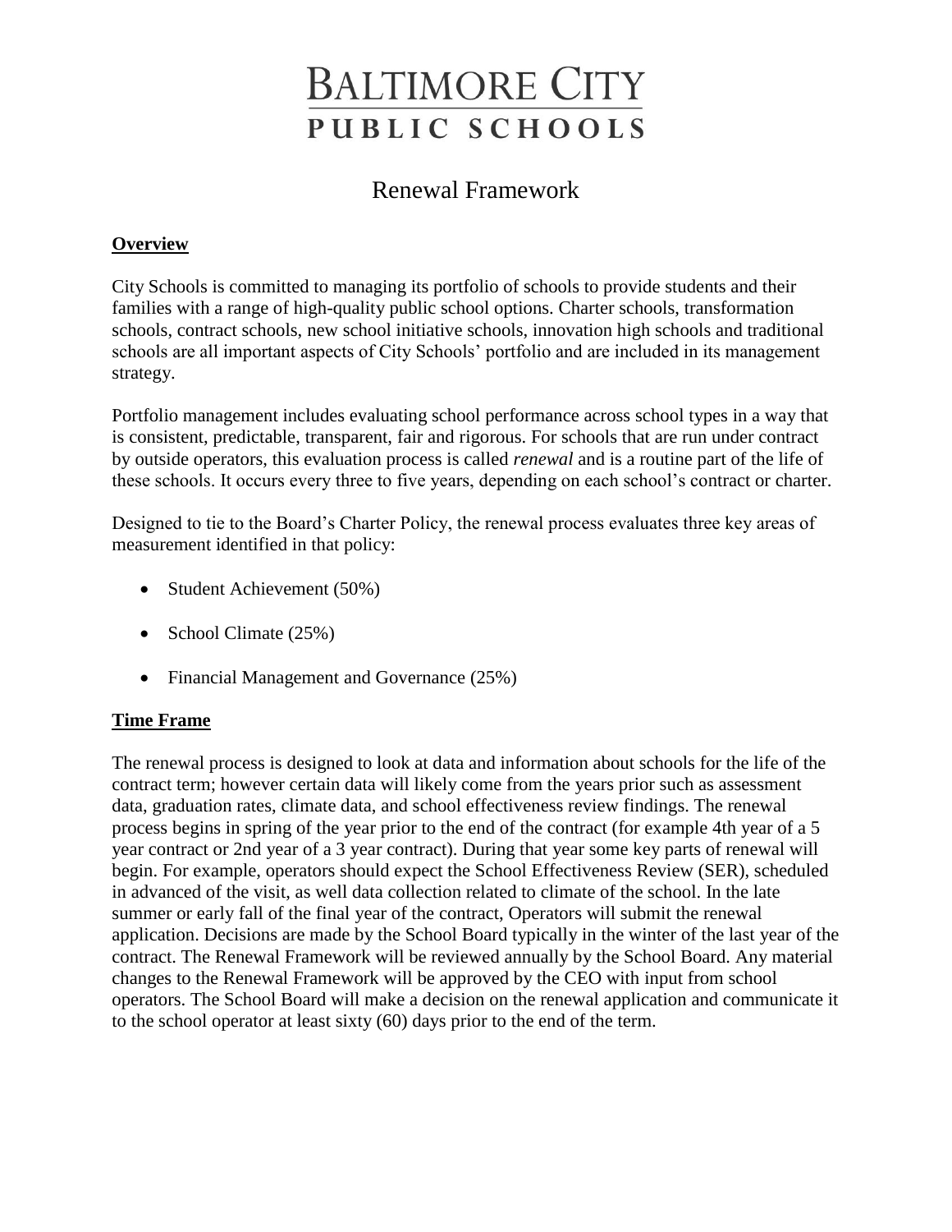# BALTIMORE CITY PUBLIC SCHOOLS

## Renewal Framework

### Overview

City Schools is committed to managing its portfolio of schools to provide students and their families with a range of high-quality public school options. Charter schools, transformation schools, contract schools, new school initiative schools, innovation high schools and traditional schools are all important aspects of City Schools' portfolio and are included in its management strategy.

Portfolio management includes evaluating school performance across school types in a way that is consistent, predictable, transparent, fair and rigorous. For schools that are run under contract by outside operators, this evaluation process is called *renewal* and is a routine part of the life of these schools. It occurs every three to five years, depending on each school's contract or charter.

Designed to tie to the Board's Charter Policy, the renewal process evaluates three key areas of measurement identified in that policy:

- Student Achievement (50%)
- School Climate (25%)
- Financial Management and Governance (25%)

### Time Frame

The renewal process is designed to look at data and information about schools for the life of the contract term; however certain data will likely come from the years prior such as assessment data, graduation rates, climate data, and school effectiveness review findings. The renewal process begins in spring of the year prior to the end of the contract (for example 4th year of a 5 year contract or 2nd year of a 3 year contract). During that year some key parts of renewal will begin. For example, operators should expect the School Effectiveness Review (SER), scheduled in advanced of the visit, as well data collection related to climate of the school. In the late summer or early fall of the final year of the contract, Operators will submit the renewal application. Decisions are made by the School Board typically in the winter of the last year of the contract. The Renewal Framework will be reviewed annually by the School Board. Any material changes to the Renewal Framework will be approved by the CEO with input from school operators. The School Board will make a decision on the renewal application and communicate it to the school operator at least sixty (60) days prior to the end of the term.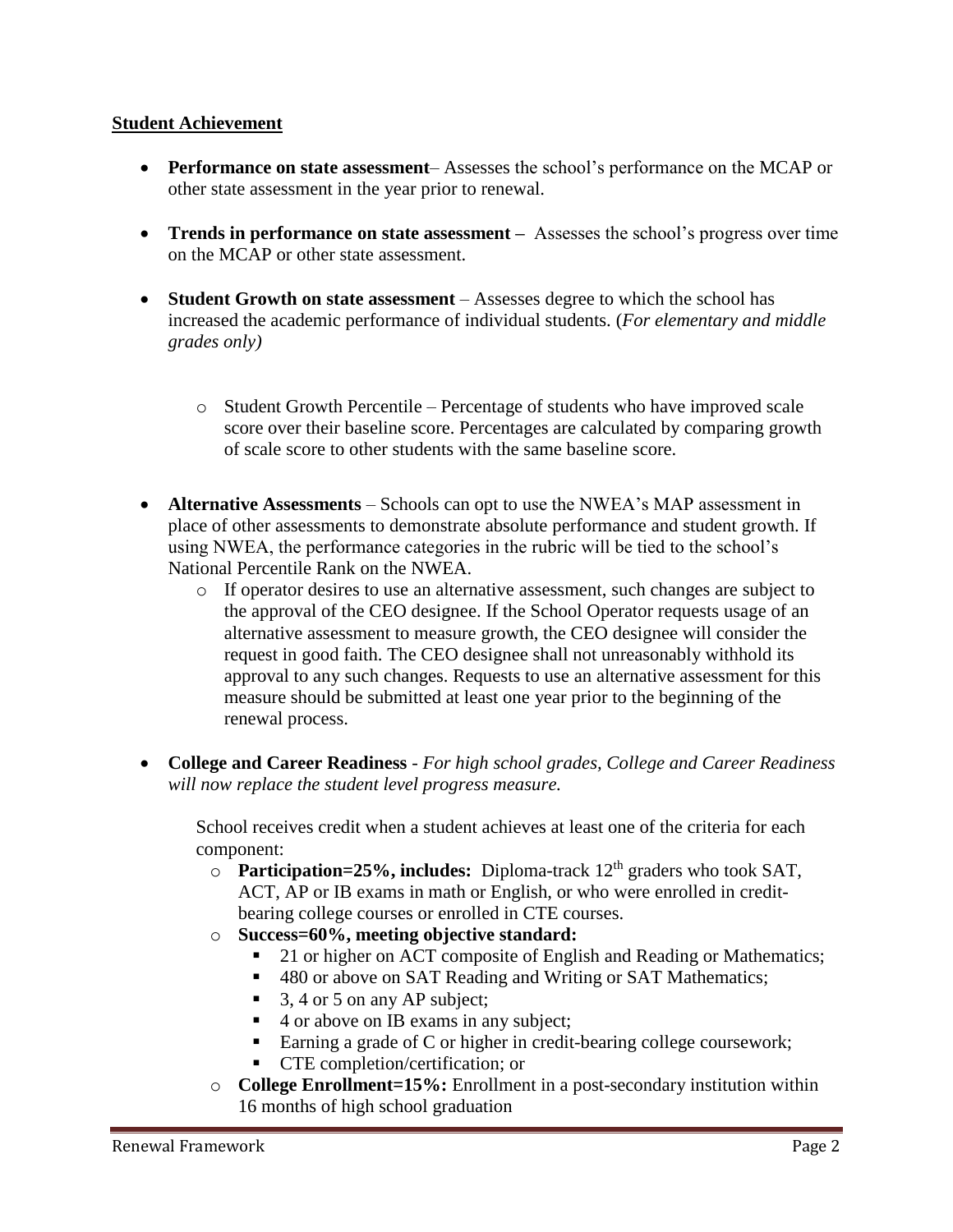**Student Achievement**

- **Performance on state assessment**– Assesses the school's performance on the MCAP or other state assessment in the year prior to renewal.

- **Trends in performance on state assessment –** Assesses the school's progress over time on the MCAP or other state assessment.

- **Student Growth on state assessment** – Assesses degree to which the school has increased the academic performance of individual students. (*For elementary and middle grades only)*

  - Student Growth Percentile – Percentage of students who have improved scale score over their baseline score. Percentages are calculated by comparing growth of scale score to other students with the same baseline score.

- **Alternative Assessments** – Schools can opt to use the NWEA's MAP assessment in place of other assessments to demonstrate absolute performance and student growth. If using NWEA, the performance categories in the rubric will be tied to the school's National Percentile Rank on the NWEA.
  - If operator desires to use an alternative assessment, such changes are subject to the approval of the CEO designee. If the School Operator requests usage of an alternative assessment to measure growth, the CEO designee will consider the request in good faith. The CEO designee shall not unreasonably withhold its approval to any such changes. Requests to use an alternative assessment for this measure should be submitted at least one year prior to the beginning of the renewal process.

- **College and Career Readiness** - *For high school grades, College and Career Readiness will now replace the student level progress measure.*

  School receives credit when a student achieves at least one of the criteria for each component:
  - **Participation=25%, includes:** Diploma-track 12th graders who took SAT, ACT, AP or IB exams in math or English, or who were enrolled in credit-bearing college courses or enrolled in CTE courses.
  - **Success=60%, meeting objective standard:**
    - 21 or higher on ACT composite of English and Reading or Mathematics;
    - 480 or above on SAT Reading and Writing or SAT Mathematics;
    - 3, 4 or 5 on any AP subject;
    - 4 or above on IB exams in any subject;
    - Earning a grade of C or higher in credit-bearing college coursework;
    - CTE completion/certification; or
  - **College Enrollment=15%:** Enrollment in a post-secondary institution within 16 months of high school graduation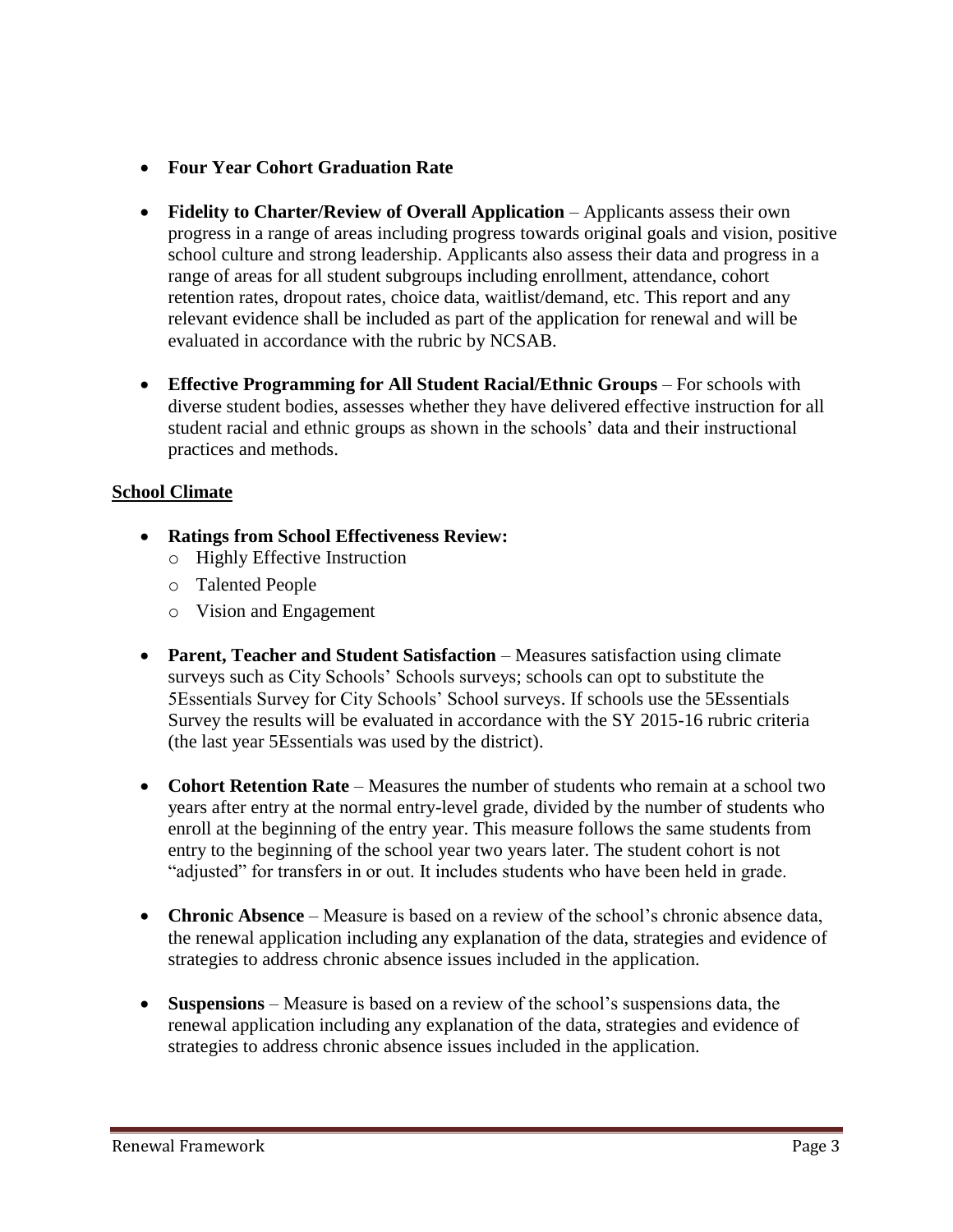- **Four Year Cohort Graduation Rate**

- **Fidelity to Charter/Review of Overall Application** – Applicants assess their own progress in a range of areas including progress towards original goals and vision, positive school culture and strong leadership. Applicants also assess their data and progress in a range of areas for all student subgroups including enrollment, attendance, cohort retention rates, dropout rates, choice data, waitlist/demand, etc. This report and any relevant evidence shall be included as part of the application for renewal and will be evaluated in accordance with the rubric by NCSAB.

- **Effective Programming for All Student Racial/Ethnic Groups** – For schools with diverse student bodies, assesses whether they have delivered effective instruction for all student racial and ethnic groups as shown in the schools' data and their instructional practices and methods.

**School Climate**

- **Ratings from School Effectiveness Review:**
  - Highly Effective Instruction
  - Talented People
  - Vision and Engagement

- **Parent, Teacher and Student Satisfaction** – Measures satisfaction using climate surveys such as City Schools' Schools surveys; schools can opt to substitute the 5Essentials Survey for City Schools' School surveys. If schools use the 5Essentials Survey the results will be evaluated in accordance with the SY 2015-16 rubric criteria (the last year 5Essentials was used by the district).

- **Cohort Retention Rate** – Measures the number of students who remain at a school two years after entry at the normal entry-level grade, divided by the number of students who enroll at the beginning of the entry year. This measure follows the same students from entry to the beginning of the school year two years later. The student cohort is not "adjusted" for transfers in or out. It includes students who have been held in grade.

- **Chronic Absence** – Measure is based on a review of the school's chronic absence data, the renewal application including any explanation of the data, strategies and evidence of strategies to address chronic absence issues included in the application.

- **Suspensions** – Measure is based on a review of the school's suspensions data, the renewal application including any explanation of the data, strategies and evidence of strategies to address chronic absence issues included in the application.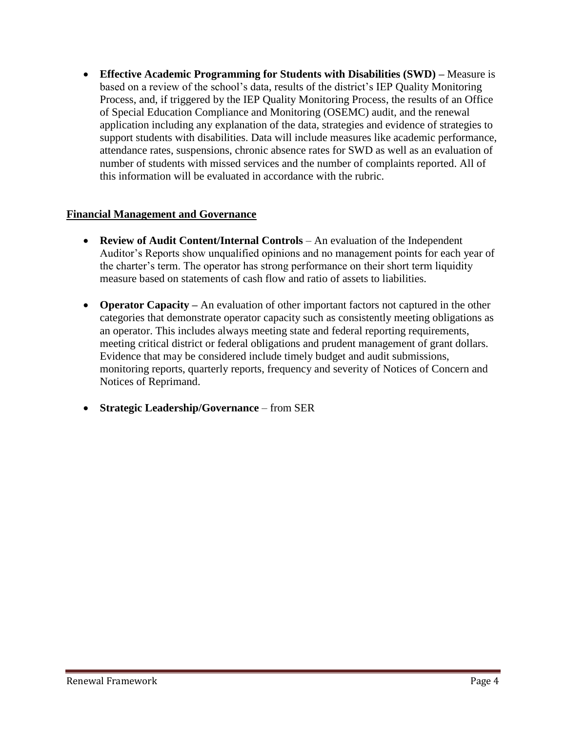- **Effective Academic Programming for Students with Disabilities (SWD) –** Measure is based on a review of the school's data, results of the district's IEP Quality Monitoring Process, and, if triggered by the IEP Quality Monitoring Process, the results of an Office of Special Education Compliance and Monitoring (OSEMC) audit, and the renewal application including any explanation of the data, strategies and evidence of strategies to support students with disabilities. Data will include measures like academic performance, attendance rates, suspensions, chronic absence rates for SWD as well as an evaluation of number of students with missed services and the number of complaints reported. All of this information will be evaluated in accordance with the rubric.

<u>**Financial Management and Governance**</u>

- **Review of Audit Content/Internal Controls** – An evaluation of the Independent Auditor's Reports show unqualified opinions and no management points for each year of the charter's term. The operator has strong performance on their short term liquidity measure based on statements of cash flow and ratio of assets to liabilities.

- **Operator Capacity –** An evaluation of other important factors not captured in the other categories that demonstrate operator capacity such as consistently meeting obligations as an operator. This includes always meeting state and federal reporting requirements, meeting critical district or federal obligations and prudent management of grant dollars. Evidence that may be considered include timely budget and audit submissions, monitoring reports, quarterly reports, frequency and severity of Notices of Concern and Notices of Reprimand.

- **Strategic Leadership/Governance** – from SER